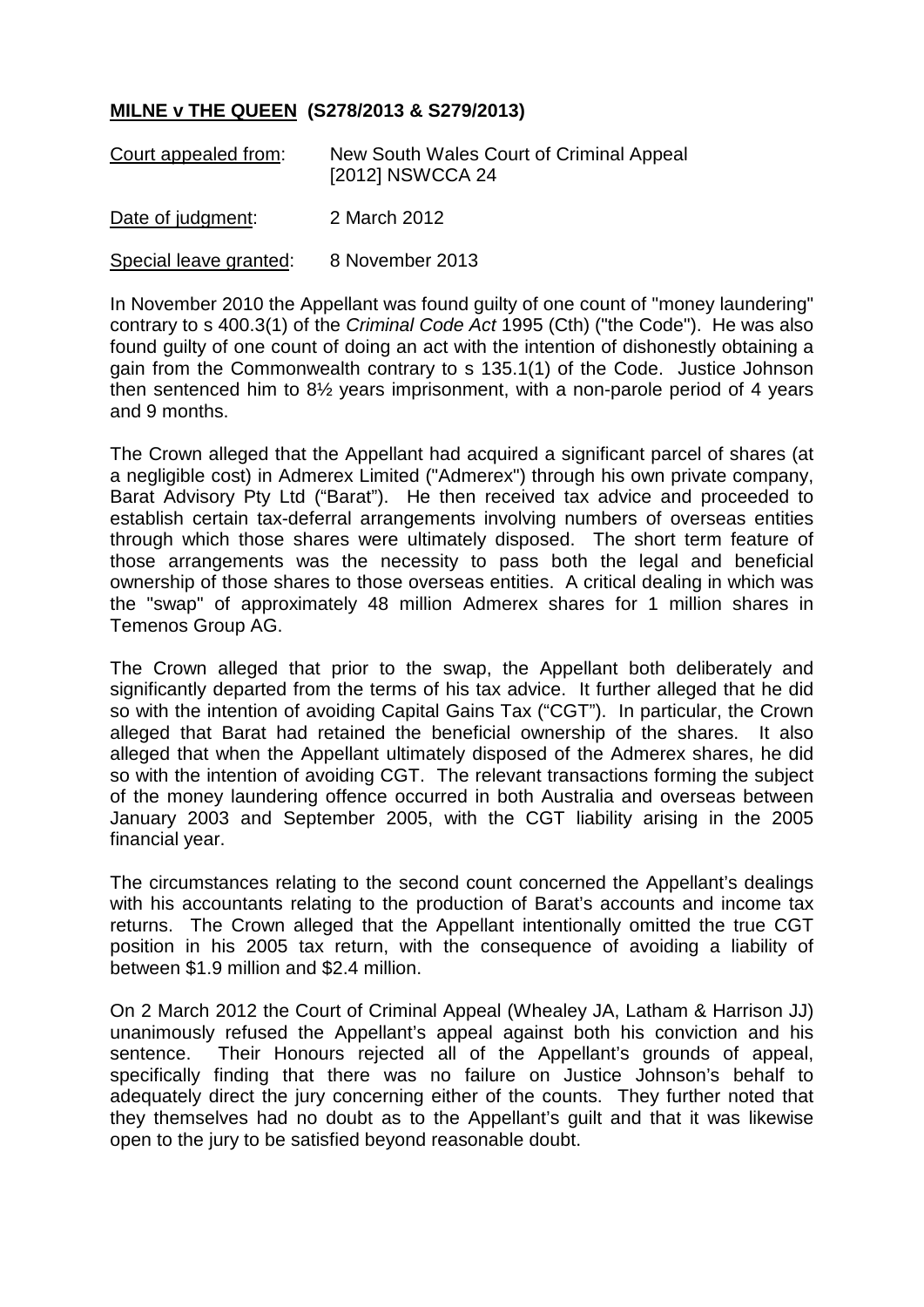## **MILNE v THE QUEEN (S278/2013 & S279/2013)**

| | |
|---|---|
| Court appealed from: | New South Wales Court of Criminal Appeal [2012] NSWCCA 24 |
| Date of judgment: | 2 March 2012 |
| Special leave granted: | 8 November 2013 |

In November 2010 the Appellant was found guilty of one count of "money laundering" contrary to s 400.3(1) of the *Criminal Code Act* 1995 (Cth) ("the Code"). He was also found guilty of one count of doing an act with the intention of dishonestly obtaining a gain from the Commonwealth contrary to s 135.1(1) of the Code. Justice Johnson then sentenced him to 8½ years imprisonment, with a non-parole period of 4 years and 9 months.

The Crown alleged that the Appellant had acquired a significant parcel of shares (at a negligible cost) in Admerex Limited ("Admerex") through his own private company, Barat Advisory Pty Ltd ("Barat"). He then received tax advice and proceeded to establish certain tax-deferral arrangements involving numbers of overseas entities through which those shares were ultimately disposed. The short term feature of those arrangements was the necessity to pass both the legal and beneficial ownership of those shares to those overseas entities. A critical dealing in which was the "swap" of approximately 48 million Admerex shares for 1 million shares in Temenos Group AG.

The Crown alleged that prior to the swap, the Appellant both deliberately and significantly departed from the terms of his tax advice. It further alleged that he did so with the intention of avoiding Capital Gains Tax ("CGT"). In particular, the Crown alleged that Barat had retained the beneficial ownership of the shares. It also alleged that when the Appellant ultimately disposed of the Admerex shares, he did so with the intention of avoiding CGT. The relevant transactions forming the subject of the money laundering offence occurred in both Australia and overseas between January 2003 and September 2005, with the CGT liability arising in the 2005 financial year.

The circumstances relating to the second count concerned the Appellant's dealings with his accountants relating to the production of Barat's accounts and income tax returns. The Crown alleged that the Appellant intentionally omitted the true CGT position in his 2005 tax return, with the consequence of avoiding a liability of between $1.9 million and $2.4 million.

On 2 March 2012 the Court of Criminal Appeal (Whealey JA, Latham & Harrison JJ) unanimously refused the Appellant's appeal against both his conviction and his sentence. Their Honours rejected all of the Appellant's grounds of appeal, specifically finding that there was no failure on Justice Johnson's behalf to adequately direct the jury concerning either of the counts. They further noted that they themselves had no doubt as to the Appellant's guilt and that it was likewise open to the jury to be satisfied beyond reasonable doubt.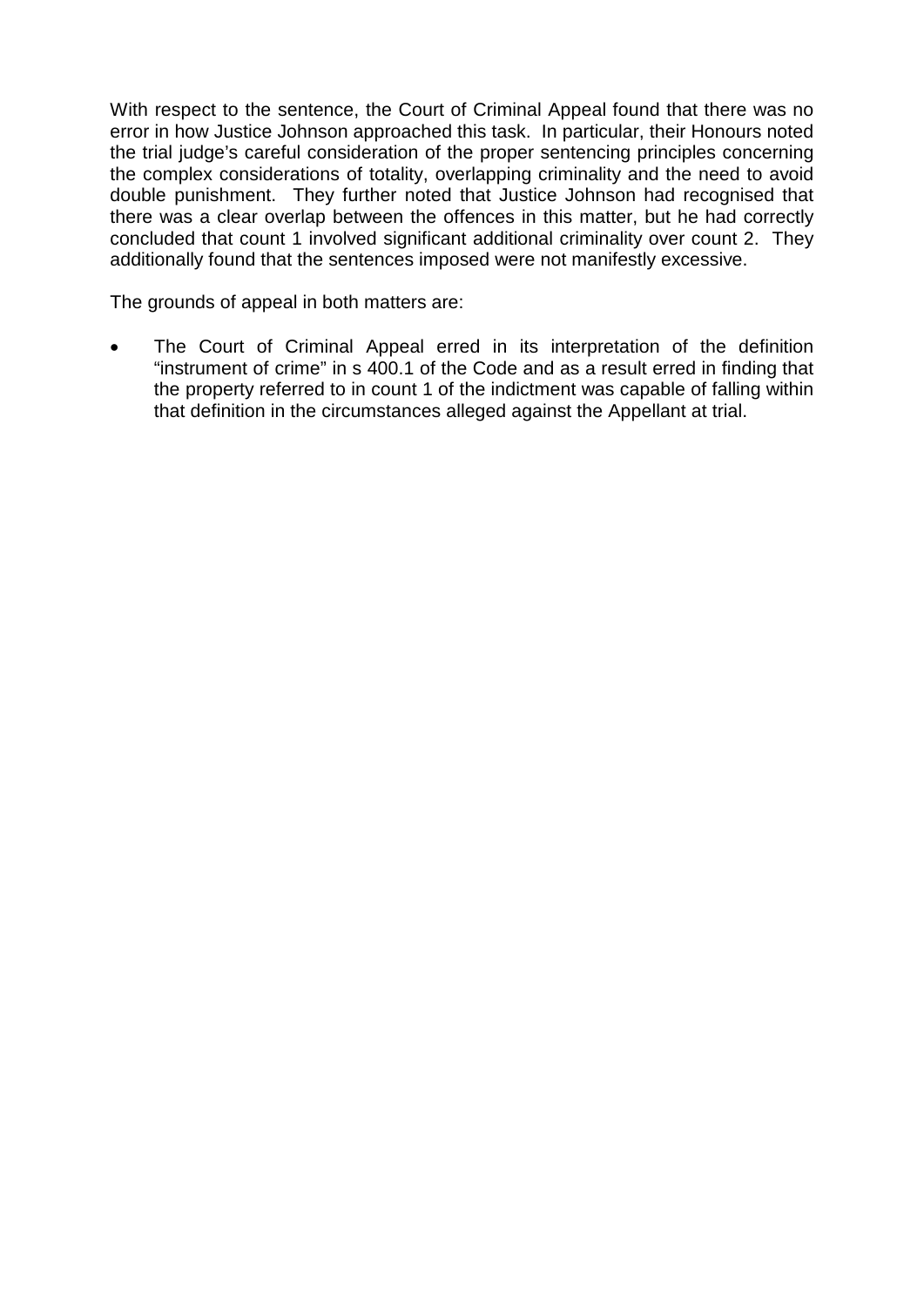With respect to the sentence, the Court of Criminal Appeal found that there was no error in how Justice Johnson approached this task. In particular, their Honours noted the trial judge's careful consideration of the proper sentencing principles concerning the complex considerations of totality, overlapping criminality and the need to avoid double punishment. They further noted that Justice Johnson had recognised that there was a clear overlap between the offences in this matter, but he had correctly concluded that count 1 involved significant additional criminality over count 2. They additionally found that the sentences imposed were not manifestly excessive.

The grounds of appeal in both matters are:

- The Court of Criminal Appeal erred in its interpretation of the definition "instrument of crime" in s 400.1 of the Code and as a result erred in finding that the property referred to in count 1 of the indictment was capable of falling within that definition in the circumstances alleged against the Appellant at trial.